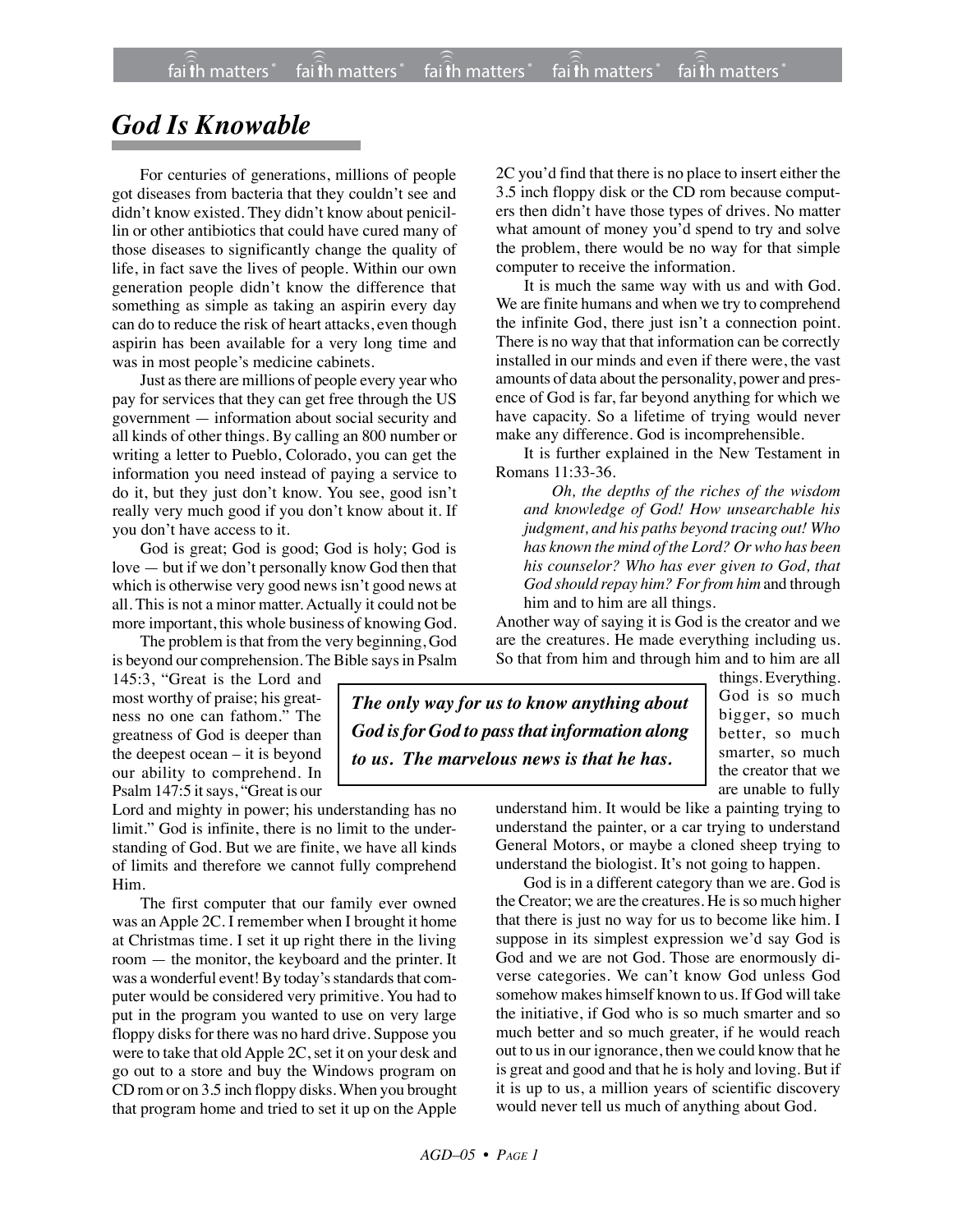# God Is Knowable

For centuries of generations, millions of people got diseases from bacteria that they couldn't see and didn't know existed. They didn't know about penicillin or other antibiotics that could have cured many of those diseases to significantly change the quality of life, in fact save the lives of people. Within our own generation people didn't know the difference that something as simple as taking an aspirin every day can do to reduce the risk of heart attacks, even though aspirin has been available for a very long time and was in most people's medicine cabinets.

Just as there are millions of people every year who pay for services that they can get free through the US government — information about social security and all kinds of other things. By calling an 800 number or writing a letter to Pueblo, Colorado, you can get the information you need instead of paying a service to do it, but they just don't know. You see, good isn't really very much good if you don't know about it. If you don't have access to it.

God is great; God is good; God is holy; God is love — but if we don't personally know God then that which is otherwise very good news isn't good news at all. This is not a minor matter. Actually it could not be more important, this whole business of knowing God.

The problem is that from the very beginning, God is beyond our comprehension. The Bible says in Psalm 145:3, "Great is the Lord and most worthy of praise; his greatness no one can fathom." The greatness of God is deeper than the deepest ocean – it is beyond our ability to comprehend. In Psalm 147:5 it says, "Great is our Lord and mighty in power; his understanding has no limit." God is infinite, there is no limit to the understanding of God. But we are finite, we have all kinds of limits and therefore we cannot fully comprehend Him.

The first computer that our family ever owned was an Apple 2C. I remember when I brought it home at Christmas time. I set it up right there in the living room — the monitor, the keyboard and the printer. It was a wonderful event! By today's standards that computer would be considered very primitive. You had to put in the program you wanted to use on very large floppy disks for there was no hard drive. Suppose you were to take that old Apple 2C, set it on your desk and go out to a store and buy the Windows program on CD rom or on 3.5 inch floppy disks. When you brought that program home and tried to set it up on the Apple 2C you'd find that there is no place to insert either the 3.5 inch floppy disk or the CD rom because computers then didn't have those types of drives. No matter what amount of money you'd spend to try and solve the problem, there would be no way for that simple computer to receive the information.

It is much the same way with us and with God. We are finite humans and when we try to comprehend the infinite God, there just isn't a connection point. There is no way that that information can be correctly installed in our minds and even if there were, the vast amounts of data about the personality, power and presence of God is far, far beyond anything for which we have capacity. So a lifetime of trying would never make any difference. God is incomprehensible.

It is further explained in the New Testament in Romans 11:33-36.

> *Oh, the depths of the riches of the wisdom and knowledge of God! How unsearchable his judgment, and his paths beyond tracing out! Who has known the mind of the Lord? Or who has been his counselor? Who has ever given to God, that God should repay him? For from him* and through him and to him are all things.

Another way of saying it is God is the creator and we are the creatures. He made everything including us. So that from him and through him and to him are all things. Everything. God is so much bigger, so much better, so much smarter, so much the creator that we are unable to fully understand him. It would be like a painting trying to understand the painter, or a car trying to understand General Motors, or maybe a cloned sheep trying to understand the biologist. It's not going to happen.

> ***The only way for us to know anything about God is for God to pass that information along to us. The marvelous news is that he has.***

God is in a different category than we are. God is the Creator; we are the creatures. He is so much higher that there is just no way for us to become like him. I suppose in its simplest expression we'd say God is God and we are not God. Those are enormously diverse categories. We can't know God unless God somehow makes himself known to us. If God will take the initiative, if God who is so much smarter and so much better and so much greater, if he would reach out to us in our ignorance, then we could know that he is great and good and that he is holy and loving. But if it is up to us, a million years of scientific discovery would never tell us much of anything about God.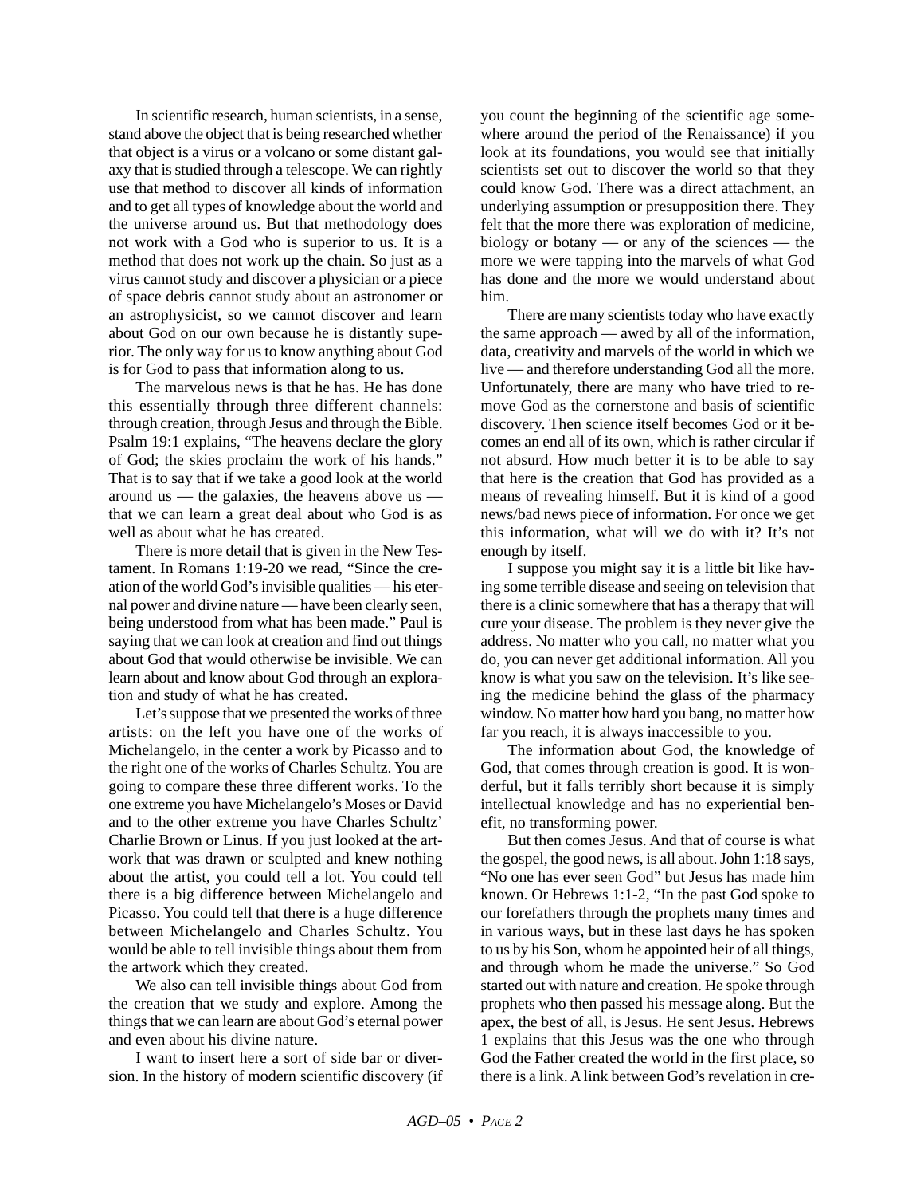In scientific research, human scientists, in a sense, stand above the object that is being researched whether that object is a virus or a volcano or some distant galaxy that is studied through a telescope. We can rightly use that method to discover all kinds of information and to get all types of knowledge about the world and the universe around us. But that methodology does not work with a God who is superior to us. It is a method that does not work up the chain. So just as a virus cannot study and discover a physician or a piece of space debris cannot study about an astronomer or an astrophysicist, so we cannot discover and learn about God on our own because he is distantly superior. The only way for us to know anything about God is for God to pass that information along to us.

The marvelous news is that he has. He has done this essentially through three different channels: through creation, through Jesus and through the Bible. Psalm 19:1 explains, "The heavens declare the glory of God; the skies proclaim the work of his hands." That is to say that if we take a good look at the world around us — the galaxies, the heavens above us — that we can learn a great deal about who God is as well as about what he has created.

There is more detail that is given in the New Testament. In Romans 1:19-20 we read, "Since the creation of the world God's invisible qualities — his eternal power and divine nature — have been clearly seen, being understood from what has been made." Paul is saying that we can look at creation and find out things about God that would otherwise be invisible. We can learn about and know about God through an exploration and study of what he has created.

Let's suppose that we presented the works of three artists: on the left you have one of the works of Michelangelo, in the center a work by Picasso and to the right one of the works of Charles Schultz. You are going to compare these three different works. To the one extreme you have Michelangelo's Moses or David and to the other extreme you have Charles Schultz' Charlie Brown or Linus. If you just looked at the artwork that was drawn or sculpted and knew nothing about the artist, you could tell a lot. You could tell there is a big difference between Michelangelo and Picasso. You could tell that there is a huge difference between Michelangelo and Charles Schultz. You would be able to tell invisible things about them from the artwork which they created.

We also can tell invisible things about God from the creation that we study and explore. Among the things that we can learn are about God's eternal power and even about his divine nature.

I want to insert here a sort of side bar or diversion. In the history of modern scientific discovery (if you count the beginning of the scientific age somewhere around the period of the Renaissance) if you look at its foundations, you would see that initially scientists set out to discover the world so that they could know God. There was a direct attachment, an underlying assumption or presupposition there. They felt that the more there was exploration of medicine, biology or botany — or any of the sciences — the more we were tapping into the marvels of what God has done and the more we would understand about him.

There are many scientists today who have exactly the same approach — awed by all of the information, data, creativity and marvels of the world in which we live — and therefore understanding God all the more. Unfortunately, there are many who have tried to remove God as the cornerstone and basis of scientific discovery. Then science itself becomes God or it becomes an end all of its own, which is rather circular if not absurd. How much better it is to be able to say that here is the creation that God has provided as a means of revealing himself. But it is kind of a good news/bad news piece of information. For once we get this information, what will we do with it? It's not enough by itself.

I suppose you might say it is a little bit like having some terrible disease and seeing on television that there is a clinic somewhere that has a therapy that will cure your disease. The problem is they never give the address. No matter who you call, no matter what you do, you can never get additional information. All you know is what you saw on the television. It's like seeing the medicine behind the glass of the pharmacy window. No matter how hard you bang, no matter how far you reach, it is always inaccessible to you.

The information about God, the knowledge of God, that comes through creation is good. It is wonderful, but it falls terribly short because it is simply intellectual knowledge and has no experiential benefit, no transforming power.

But then comes Jesus. And that of course is what the gospel, the good news, is all about. John 1:18 says, "No one has ever seen God" but Jesus has made him known. Or Hebrews 1:1-2, "In the past God spoke to our forefathers through the prophets many times and in various ways, but in these last days he has spoken to us by his Son, whom he appointed heir of all things, and through whom he made the universe." So God started out with nature and creation. He spoke through prophets who then passed his message along. But the apex, the best of all, is Jesus. He sent Jesus. Hebrews 1 explains that this Jesus was the one who through God the Father created the world in the first place, so there is a link. A link between God's revelation in cre-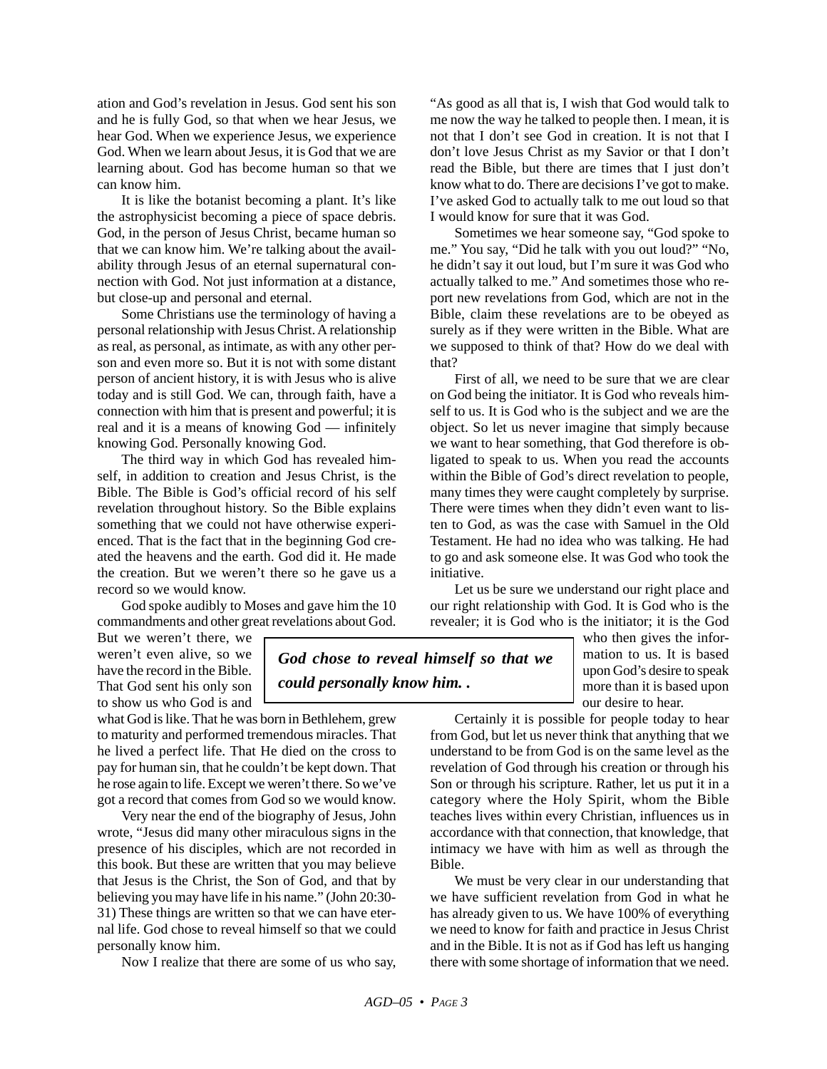ation and God's revelation in Jesus. God sent his son and he is fully God, so that when we hear Jesus, we hear God. When we experience Jesus, we experience God. When we learn about Jesus, it is God that we are learning about. God has become human so that we can know him.

It is like the botanist becoming a plant. It's like the astrophysicist becoming a piece of space debris. God, in the person of Jesus Christ, became human so that we can know him. We're talking about the availability through Jesus of an eternal supernatural connection with God. Not just information at a distance, but close-up and personal and eternal.

Some Christians use the terminology of having a personal relationship with Jesus Christ. A relationship as real, as personal, as intimate, as with any other person and even more so. But it is not with some distant person of ancient history, it is with Jesus who is alive today and is still God. We can, through faith, have a connection with him that is present and powerful; it is real and it is a means of knowing God — infinitely knowing God. Personally knowing God.

The third way in which God has revealed himself, in addition to creation and Jesus Christ, is the Bible. The Bible is God's official record of his self revelation throughout history. So the Bible explains something that we could not have otherwise experienced. That is the fact that in the beginning God created the heavens and the earth. God did it. He made the creation. But we weren't there so he gave us a record so we would know.

God spoke audibly to Moses and gave him the 10 commandments and other great revelations about God. But we weren't there, we weren't even alive, so we have the record in the Bible. That God sent his only son to show us who God is and what God is like. That he was born in Bethlehem, grew to maturity and performed tremendous miracles. That he lived a perfect life. That He died on the cross to pay for human sin, that he couldn't be kept down. That he rose again to life. Except we weren't there. So we've got a record that comes from God so we would know.

Very near the end of the biography of Jesus, John wrote, "Jesus did many other miraculous signs in the presence of his disciples, which are not recorded in this book. But these are written that you may believe that Jesus is the Christ, the Son of God, and that by believing you may have life in his name." (John 20:30-31) These things are written so that we can have eternal life. God chose to reveal himself so that we could personally know him.

> ***God chose to reveal himself so that we could personally know him. .***

Now I realize that there are some of us who say, "As good as all that is, I wish that God would talk to me now the way he talked to people then. I mean, it is not that I don't see God in creation. It is not that I don't love Jesus Christ as my Savior or that I don't read the Bible, but there are times that I just don't know what to do. There are decisions I've got to make. I've asked God to actually talk to me out loud so that I would know for sure that it was God.

Sometimes we hear someone say, "God spoke to me." You say, "Did he talk with you out loud?" "No, he didn't say it out loud, but I'm sure it was God who actually talked to me." And sometimes those who report new revelations from God, which are not in the Bible, claim these revelations are to be obeyed as surely as if they were written in the Bible. What are we supposed to think of that? How do we deal with that?

First of all, we need to be sure that we are clear on God being the initiator. It is God who reveals himself to us. It is God who is the subject and we are the object. So let us never imagine that simply because we want to hear something, that God therefore is obligated to speak to us. When you read the accounts within the Bible of God's direct revelation to people, many times they were caught completely by surprise. There were times when they didn't even want to listen to God, as was the case with Samuel in the Old Testament. He had no idea who was talking. He had to go and ask someone else. It was God who took the initiative.

Let us be sure we understand our right place and our right relationship with God. It is God who is the revealer; it is God who is the initiator; it is the God who then gives the information to us. It is based upon God's desire to speak more than it is based upon our desire to hear.

Certainly it is possible for people today to hear from God, but let us never think that anything that we understand to be from God is on the same level as the revelation of God through his creation or through his Son or through his scripture. Rather, let us put it in a category where the Holy Spirit, whom the Bible teaches lives within every Christian, influences us in accordance with that connection, that knowledge, that intimacy we have with him as well as through the Bible.

We must be very clear in our understanding that we have sufficient revelation from God in what he has already given to us. We have 100% of everything we need to know for faith and practice in Jesus Christ and in the Bible. It is not as if God has left us hanging there with some shortage of information that we need.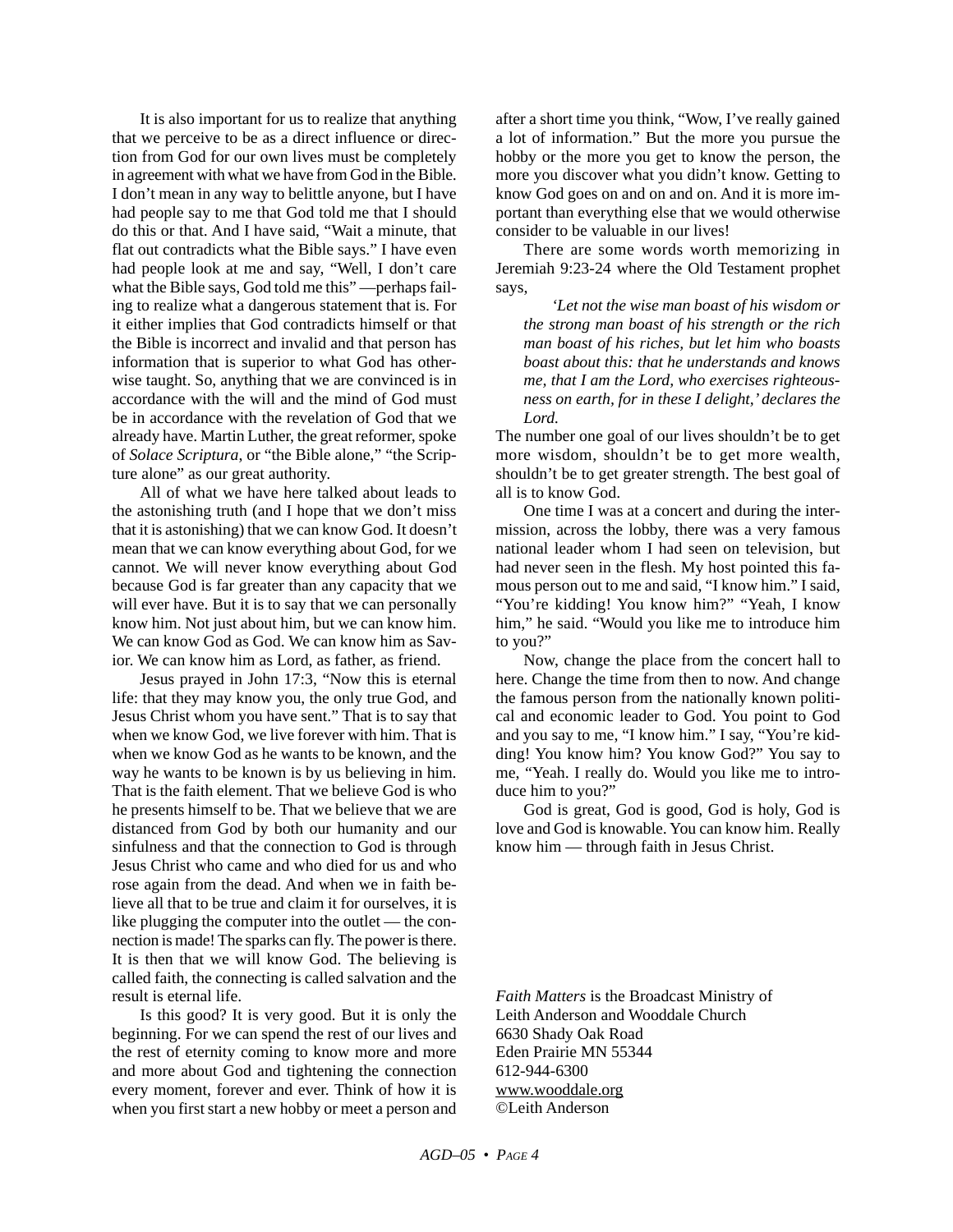It is also important for us to realize that anything that we perceive to be as a direct influence or direction from God for our own lives must be completely in agreement with what we have from God in the Bible. I don't mean in any way to belittle anyone, but I have had people say to me that God told me that I should do this or that. And I have said, "Wait a minute, that flat out contradicts what the Bible says." I have even had people look at me and say, "Well, I don't care what the Bible says, God told me this" —perhaps failing to realize what a dangerous statement that is. For it either implies that God contradicts himself or that the Bible is incorrect and invalid and that person has information that is superior to what God has otherwise taught. So, anything that we are convinced is in accordance with the will and the mind of God must be in accordance with the revelation of God that we already have. Martin Luther, the great reformer, spoke of *Solace Scriptura*, or "the Bible alone," "the Scripture alone" as our great authority.

All of what we have here talked about leads to the astonishing truth (and I hope that we don't miss that it is astonishing) that we can know God. It doesn't mean that we can know everything about God, for we cannot. We will never know everything about God because God is far greater than any capacity that we will ever have. But it is to say that we can personally know him. Not just about him, but we can know him. We can know God as God. We can know him as Savior. We can know him as Lord, as father, as friend.

Jesus prayed in John 17:3, "Now this is eternal life: that they may know you, the only true God, and Jesus Christ whom you have sent." That is to say that when we know God, we live forever with him. That is when we know God as he wants to be known, and the way he wants to be known is by us believing in him. That is the faith element. That we believe God is who he presents himself to be. That we believe that we are distanced from God by both our humanity and our sinfulness and that the connection to God is through Jesus Christ who came and who died for us and who rose again from the dead. And when we in faith believe all that to be true and claim it for ourselves, it is like plugging the computer into the outlet — the connection is made! The sparks can fly. The power is there. It is then that we will know God. The believing is called faith, the connecting is called salvation and the result is eternal life.

Is this good? It is very good. But it is only the beginning. For we can spend the rest of our lives and the rest of eternity coming to know more and more and more about God and tightening the connection every moment, forever and ever. Think of how it is when you first start a new hobby or meet a person and after a short time you think, "Wow, I've really gained a lot of information." But the more you pursue the hobby or the more you get to know the person, the more you discover what you didn't know. Getting to know God goes on and on and on. And it is more important than everything else that we would otherwise consider to be valuable in our lives!

There are some words worth memorizing in Jeremiah 9:23-24 where the Old Testament prophet says,

> *'Let not the wise man boast of his wisdom or the strong man boast of his strength or the rich man boast of his riches, but let him who boasts boast about this: that he understands and knows me, that I am the Lord, who exercises righteousness on earth, for in these I delight,' declares the Lord.*

The number one goal of our lives shouldn't be to get more wisdom, shouldn't be to get more wealth, shouldn't be to get greater strength. The best goal of all is to know God.

One time I was at a concert and during the intermission, across the lobby, there was a very famous national leader whom I had seen on television, but had never seen in the flesh. My host pointed this famous person out to me and said, "I know him." I said, "You're kidding! You know him?" "Yeah, I know him," he said. "Would you like me to introduce him to you?"

Now, change the place from the concert hall to here. Change the time from then to now. And change the famous person from the nationally known political and economic leader to God. You point to God and you say to me, "I know him." I say, "You're kidding! You know him? You know God?" You say to me, "Yeah. I really do. Would you like me to introduce him to you?"

God is great, God is good, God is holy, God is love and God is knowable. You can know him. Really know him — through faith in Jesus Christ.

*Faith Matters* is the Broadcast Ministry of
Leith Anderson and Wooddale Church
6630 Shady Oak Road
Eden Prairie MN 55344
612-944-6300
www.wooddale.org
©Leith Anderson